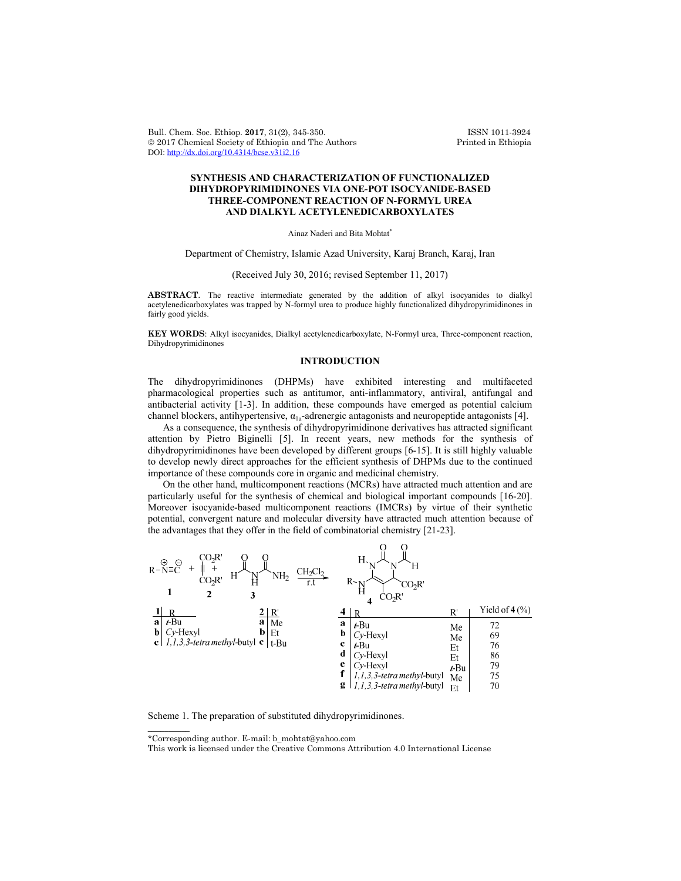# SYNTHESIS AND CHARACTERIZATION OF FUNCTIONALIZED DIHYDROPYRIMIDINONES VIA ONE-POT ISOCYANIDE-BASED THREE-COMPONENT REACTION OF N-FORMYL UREA AND DIALKYL ACETYLENEDICARBOXYLATES

Ainaz Naderi and Bita Mohtat*

Department of Chemistry, Islamic Azad University, Karaj Branch, Karaj, Iran

(Received July 30, 2016; revised September 11, 2017)

**ABSTRACT**. The reactive intermediate generated by the addition of alkyl isocyanides to dialkyl acetylenedicarboxylates was trapped by N-formyl urea to produce highly functionalized dihydropyrimidinones in fairly good yields.

**KEY WORDS**: Alkyl isocyanides, Dialkyl acetylenedicarboxylate, N-Formyl urea, Three-component reaction, Dihydropyrimidinones

## INTRODUCTION

The dihydropyrimidinones (DHPMs) have exhibited interesting and multifaceted pharmacological properties such as antitumor, anti-inflammatory, antiviral, antifungal and antibacterial activity [1-3]. In addition, these compounds have emerged as potential calcium channel blockers, antihypertensive, $\alpha_{1a}$-adrenergic antagonists and neuropeptide antagonists [4].

As a consequence, the synthesis of dihydropyrimidinone derivatives has attracted significant attention by Pietro Biginelli [5]. In recent years, new methods for the synthesis of dihydropyrimidinones have been developed by different groups [6-15]. It is still highly valuable to develop newly direct approaches for the efficient synthesis of DHPMs due to the continued importance of these compounds core in organic and medicinal chemistry.

On the other hand, multicomponent reactions (MCRs) have attracted much attention and are particularly useful for the synthesis of chemical and biological important compounds [16-20]. Moreover isocyanide-based multicomponent reactions (IMCRs) by virtue of their synthetic potential, convergent nature and molecular diversity have attracted much attention because of the advantages that they offer in the field of combinatorial chemistry [21-23].

$R-\overset{\oplus}{N}\equiv\overset{\ominus}{C}$ (**1**) + $R'O_2C-C\equiv C-CO_2R'$ (**2**) + $HC(O)NHC(O)NH_2$ (**3**) $\xrightarrow[\text{r.t}]{CH_2Cl_2}$ **4**

| 1 | R |
|---|---|
| a | *t*-Bu |
| b | *Cy*-Hexyl |
| c | *1,1,3,3-tetra methyl*-butyl |

| 2 | R' |
|---|---|
| a | Me |
| b | Et |
| c | t-Bu |

| 4 | R | R' | Yield of **4** (%) |
|---|---|---|---|
| a | *t*-Bu | Me | 72 |
| b | *Cy*-Hexyl | Me | 69 |
| c | *t*-Bu | Et | 76 |
| d | *Cy*-Hexyl | Et | 86 |
| e | *Cy*-Hexyl | *t*-Bu | 79 |
| f | *1,1,3,3-tetra methyl*-butyl | Me | 75 |
| g | *1,1,3,3-tetra methyl*-butyl | Et | 70 |

Scheme 1. The preparation of substituted dihydropyrimidinones.

*Corresponding author. E-mail: b_mohtat@yahoo.com

This work is licensed under the Creative Commons Attribution 4.0 International License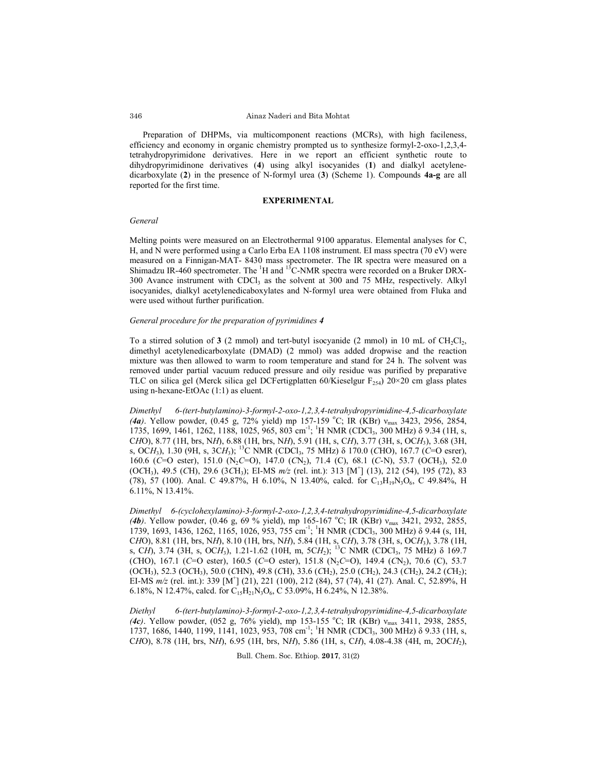Preparation of DHPMs, via multicomponent reactions (MCRs), with high facileness, efficiency and economy in organic chemistry prompted us to synthesize formyl-2-oxo-1,2,3,4-tetrahydropyrimidone derivatives. Here in we report an efficient synthetic route to dihydropyrimidinone derivatives (**4**) using alkyl isocyanides (**1**) and dialkyl acetylenedicarboxylate (**2**) in the presence of N-formyl urea (**3**) (Scheme 1). Compounds **4a-g** are all reported for the first time.

## EXPERIMENTAL

### *General*

Melting points were measured on an Electrothermal 9100 apparatus. Elemental analyses for C, H, and N were performed using a Carlo Erba EA 1108 instrument. EI mass spectra (70 eV) were measured on a Finnigan-MAT- 8430 mass spectrometer. The IR spectra were measured on a Shimadzu IR-460 spectrometer. The $^1H$ and $^{13}C$-NMR spectra were recorded on a Bruker DRX-300 Avance instrument with $CDCl_3$ as the solvent at 300 and 75 MHz, respectively. Alkyl isocyanides, dialkyl acetylenedicaboxylates and N-formyl urea were obtained from Fluka and were used without further purification.

### *General procedure for the preparation of pyrimidines 4*

To a stirred solution of **3** (2 mmol) and tert-butyl isocyanide (2 mmol) in 10 mL of $CH_2Cl_2$, dimethyl acetylenedicarboxylate (DMAD) (2 mmol) was added dropwise and the reaction mixture was then allowed to warm to room temperature and stand for 24 h. The solvent was removed under partial vacuum reduced pressure and oily residue was purified by preparative TLC on silica gel (Merck silica gel DCFertigplatten 60/Kieselgur $F_{254}$) 20×20 cm glass plates using n-hexane-EtOAc (1:1) as eluent.

*Dimethyl 6-(tert-butylamino)-3-formyl-2-oxo-1,2,3,4-tetrahydropyrimidine-4,5-dicarboxylate (4a)*. Yellow powder, (0.45 g, 72% yield) mp 157-159 °C; IR (KBr) $\nu_{max}$ 3423, 2956, 2854, 1735, 1699, 1461, 1262, 1188, 1025, 965, 803 cm$^{-1}$; $^1H$ NMR ($CDCl_3$, 300 MHz) δ 9.34 (1H, s, C*H*O), 8.77 (1H, brs, N*H*), 6.88 (1H, brs, N*H*), 5.91 (1H, s, C*H*), 3.77 (3H, s, OC*H*$_3$), 3.68 (3H, s, OC*H*$_3$), 1.30 (9H, s, 3C*H*$_3$); $^{13}C$ NMR ($CDCl_3$, 75 MHz) δ 170.0 (*C*HO), 167.7 (*C*=O esrer), 160.6 (*C*=O ester), 151.0 (N$_2$*C*=O), 147.0 (*C*N$_2$), 71.4 (C), 68.1 (*C*-N), 53.7 (O*C*H$_3$), 52.0 (O*C*H$_3$), 49.5 (*C*H), 29.6 (3*C*H$_3$); EI-MS *m/z* (rel. int.): 313 [M$^+$] (13), 212 (54), 195 (72), 83 (78), 57 (100). Anal. C 49.87%, H 6.10%, N 13.40%, calcd. for $C_{13}H_{19}N_3O_6$, C 49.84%, H 6.11%, N 13.41%.

*Dimethyl 6-(cyclohexylamino)-3-formyl-2-oxo-1,2,3,4-tetrahydropyrimidine-4,5-dicarboxylate (4b)*. Yellow powder, (0.46 g, 69 % yield), mp 165-167 °C; IR (KBr) $\nu_{max}$ 3421, 2932, 2855, 1739, 1693, 1436, 1262, 1165, 1026, 953, 755 cm$^{-1}$; $^1H$ NMR ($CDCl_3$, 300 MHz) δ 9.44 (s, 1H, C*H*O), 8.81 (1H, brs, N*H*), 8.10 (1H, brs, N*H*), 5.84 (1H, s, C*H*), 3.78 (3H, s, OC*H*$_3$), 3.78 (1H, s, C*H*), 3.74 (3H, s, OC*H*$_3$), 1.21-1.62 (10H, m, 5C*H*$_2$); $^{13}C$ NMR ($CDCl_3$, 75 MHz) δ 169.7 (*C*HO), 167.1 (*C*=O ester), 160.5 (*C*=O ester), 151.8 (N$_2$*C*=O), 149.4 (*C*N$_2$), 70.6 (C), 53.7 (O*C*H$_3$), 52.3 (O*C*H$_3$), 50.0 (*C*HN), 49.8 (*C*H), 33.6 (*C*H$_2$), 25.0 (*C*H$_2$), 24.3 (*C*H$_2$), 24.2 (*C*H$_2$); EI-MS *m/z* (rel. int.): 339 [M$^+$] (21), 221 (100), 212 (84), 57 (74), 41 (27). Anal. C, 52.89%, H 6.18%, N 12.47%, calcd. for $C_{15}H_{21}N_3O_6$, C 53.09%, H 6.24%, N 12.38%.

*Diethyl 6-(tert-butylamino)-3-formyl-2-oxo-1,2,3,4-tetrahydropyrimidine-4,5-dicarboxylate (4c)*. Yellow powder, (052 g, 76% yield), mp 153-155 °C; IR (KBr) $\nu_{max}$ 3411, 2938, 2855, 1737, 1686, 1440, 1199, 1141, 1023, 953, 708 cm$^{-1}$; $^1H$ NMR ($CDCl_3$, 300 MHz) δ 9.33 (1H, s, C*H*O), 8.78 (1H, brs, N*H*), 6.95 (1H, brs, N*H*), 5.86 (1H, s, C*H*), 4.08-4.38 (4H, m, 2OC*H*$_2$),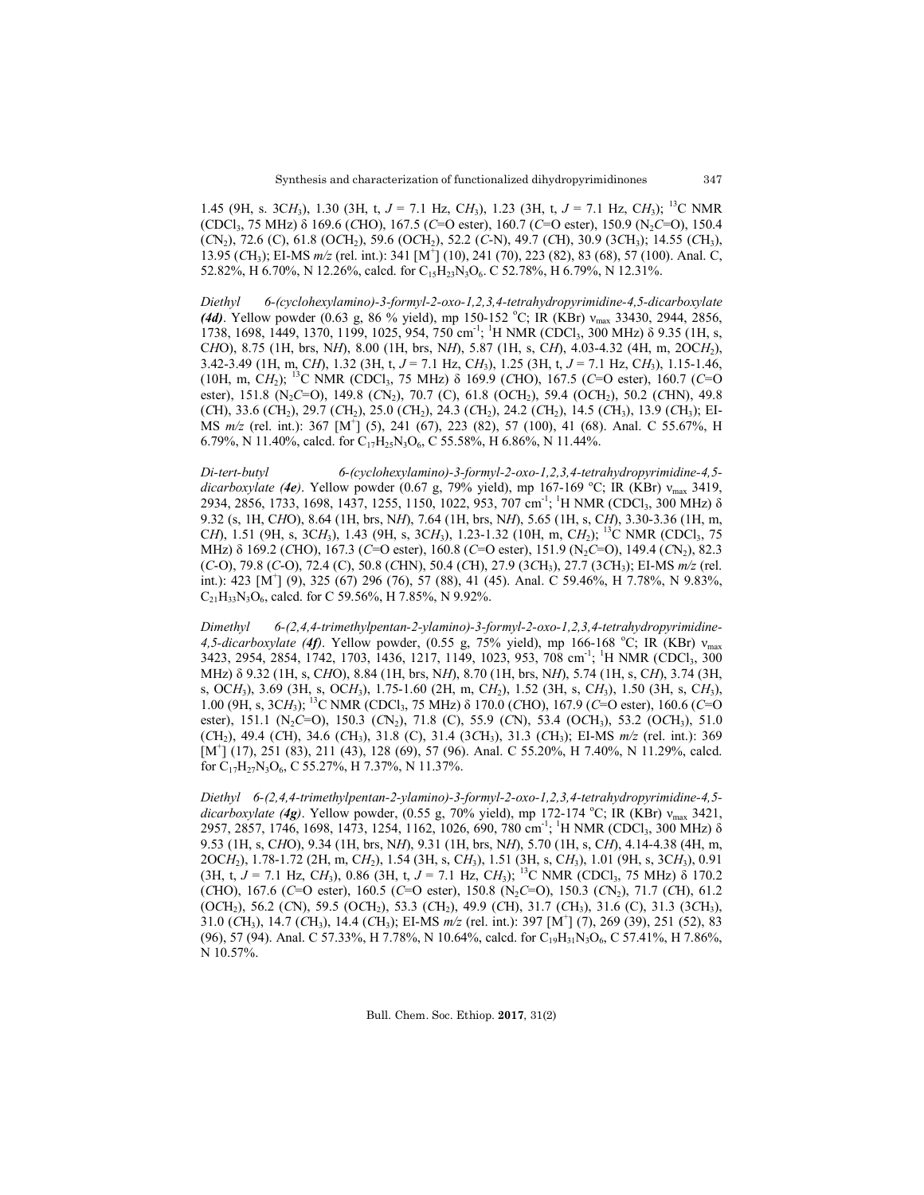1.45 (9H, s. 3C$H_3$), 1.30 (3H, t, $J$ = 7.1 Hz, C$H_3$), 1.23 (3H, t, $J$ = 7.1 Hz, C$H_3$); $^{13}$C NMR ($CDCl_3$, 75 MHz) δ 169.6 (*C*HO), 167.5 (*C*=O ester), 160.7 (*C*=O ester), 150.9 ($N_2$*C*=O), 150.4 (*C*$N_2$), 72.6 (C), 61.8 (O*C*$H_2$), 59.6 (O*C*$H_2$), 52.2 (*C*-N), 49.7 (*C*H), 30.9 (3*C*$H_3$); 14.55 (*C*$H_3$), 13.95 (*C*$H_3$); EI-MS *m/z* (rel. int.): 341 [$M^+$] (10), 241 (70), 223 (82), 83 (68), 57 (100). Anal. C, 52.82%, H 6.70%, N 12.26%, calcd. for $C_{15}H_{23}N_3O_6$. C 52.78%, H 6.79%, N 12.31%.

*Diethyl 6-(cyclohexylamino)-3-formyl-2-oxo-1,2,3,4-tetrahydropyrimidine-4,5-dicarboxylate* ***(4d)***. Yellow powder (0.63 g, 86 % yield), mp 150-152 °C; IR (KBr) $\nu_{max}$ 33430, 2944, 2856, 1738, 1698, 1449, 1370, 1199, 1025, 954, 750 $cm^{-1}$; $^1$H NMR ($CDCl_3$, 300 MHz) δ 9.35 (1H, s, C*H*O), 8.75 (1H, brs, N*H*), 8.00 (1H, brs, N*H*), 5.87 (1H, s, C*H*), 4.03-4.32 (4H, m, 2OC$H_2$), 3.42-3.49 (1H, m, C*H*), 1.32 (3H, t, $J$ = 7.1 Hz, C$H_3$), 1.25 (3H, t, $J$ = 7.1 Hz, C$H_3$), 1.15-1.46, (10H, m, C$H_2$); $^{13}$C NMR ($CDCl_3$, 75 MHz) δ 169.9 (*C*HO), 167.5 (*C*=O ester), 160.7 (*C*=O ester), 151.8 ($N_2$*C*=O), 149.8 (*C*$N_2$), 70.7 (C), 61.8 (O*C*$H_2$), 59.4 (O*C*$H_2$), 50.2 (*C*HN), 49.8 (*C*H), 33.6 (*C*$H_2$), 29.7 (*C*$H_2$), 25.0 (*C*$H_2$), 24.3 (*C*$H_2$), 24.2 (*C*$H_2$), 14.5 (*C*$H_3$), 13.9 (*C*$H_3$); EI-MS *m/z* (rel. int.): 367 [$M^+$] (5), 241 (67), 223 (82), 57 (100), 41 (68). Anal. C 55.67%, H 6.79%, N 11.40%, calcd. for $C_{17}H_{25}N_3O_6$, C 55.58%, H 6.86%, N 11.44%.

*Di-tert-butyl 6-(cyclohexylamino)-3-formyl-2-oxo-1,2,3,4-tetrahydropyrimidine-4,5-dicarboxylate* ***(4e)***. Yellow powder (0.67 g, 79% yield), mp 167-169 °C; IR (KBr) $\nu_{max}$ 3419, 2934, 2856, 1733, 1698, 1437, 1255, 1150, 1022, 953, 707 $cm^{-1}$; $^1$H NMR ($CDCl_3$, 300 MHz) δ 9.32 (s, 1H, C*H*O), 8.64 (1H, brs, N*H*), 7.64 (1H, brs, N*H*), 5.65 (1H, s, C*H*), 3.30-3.36 (1H, m, C*H*), 1.51 (9H, s, 3C$H_3$), 1.43 (9H, s, 3C$H_3$), 1.23-1.32 (10H, m, C$H_2$); $^{13}$C NMR ($CDCl_3$, 75 MHz) δ 169.2 (*C*HO), 167.3 (*C*=O ester), 160.8 (*C*=O ester), 151.9 ($N_2$*C*=O), 149.4 (*C*$N_2$), 82.3 (*C*-O), 79.8 (*C*-O), 72.4 (C), 50.8 (*C*HN), 50.4 (*C*H), 27.9 (3*C*$H_3$), 27.7 (3*C*$H_3$); EI-MS *m/z* (rel. int.): 423 [$M^+$] (9), 325 (67) 296 (76), 57 (88), 41 (45). Anal. C 59.46%, H 7.78%, N 9.83%, $C_{21}H_{33}N_3O_6$, calcd. for C 59.56%, H 7.85%, N 9.92%.

*Dimethyl 6-(2,4,4-trimethylpentan-2-ylamino)-3-formyl-2-oxo-1,2,3,4-tetrahydropyrimidine-4,5-dicarboxylate* ***(4f)***. Yellow powder, (0.55 g, 75% yield), mp 166-168 °C; IR (KBr) $\nu_{max}$ 3423, 2954, 2854, 1742, 1703, 1436, 1217, 1149, 1023, 953, 708 $cm^{-1}$; $^1$H NMR ($CDCl_3$, 300 MHz) δ 9.32 (1H, s, C*H*O), 8.84 (1H, brs, N*H*), 8.70 (1H, brs, N*H*), 5.74 (1H, s, C*H*), 3.74 (3H, s, OC$H_3$), 3.69 (3H, s, OC$H_3$), 1.75-1.60 (2H, m, C$H_2$), 1.52 (3H, s, C$H_3$), 1.50 (3H, s, C$H_3$), 1.00 (9H, s, 3C$H_3$); $^{13}$C NMR ($CDCl_3$, 75 MHz) δ 170.0 (*C*HO), 167.9 (*C*=O ester), 160.6 (*C*=O ester), 151.1 ($N_2$*C*=O), 150.3 (*C*$N_2$), 71.8 (C), 55.9 (*C*N), 53.4 (O*C*$H_3$), 53.2 (O*C*$H_3$), 51.0 (*C*$H_2$), 49.4 (*C*H), 34.6 (*C*$H_3$), 31.8 (C), 31.4 (3*C*$H_3$), 31.3 (*C*$H_3$); EI-MS *m/z* (rel. int.): 369 [$M^+$] (17), 251 (83), 211 (43), 128 (69), 57 (96). Anal. C 55.20%, H 7.40%, N 11.29%, calcd. for $C_{17}H_{27}N_3O_6$, C 55.27%, H 7.37%, N 11.37%.

*Diethyl 6-(2,4,4-trimethylpentan-2-ylamino)-3-formyl-2-oxo-1,2,3,4-tetrahydropyrimidine-4,5-dicarboxylate* ***(4g)***. Yellow powder, (0.55 g, 70% yield), mp 172-174 °C; IR (KBr) $\nu_{max}$ 3421, 2957, 2857, 1746, 1698, 1473, 1254, 1162, 1026, 690, 780 $cm^{-1}$; $^1$H NMR ($CDCl_3$, 300 MHz) δ 9.53 (1H, s, C*H*O), 9.34 (1H, brs, N*H*), 9.31 (1H, brs, N*H*), 5.70 (1H, s, C*H*), 4.14-4.38 (4H, m, 2OC$H_2$), 1.78-1.72 (2H, m, C$H_2$), 1.54 (3H, s, C$H_3$), 1.51 (3H, s, C$H_3$), 1.01 (9H, s, 3C$H_3$), 0.91 (3H, t, $J$ = 7.1 Hz, C$H_3$), 0.86 (3H, t, $J$ = 7.1 Hz, C$H_3$); $^{13}$C NMR ($CDCl_3$, 75 MHz) δ 170.2 (*C*HO), 167.6 (*C*=O ester), 160.5 (*C*=O ester), 150.8 ($N_2$*C*=O), 150.3 (*C*$N_2$), 71.7 (*C*H), 61.2 (O*C*$H_2$), 56.2 (*C*N), 59.5 (O*C*$H_2$), 53.3 (*C*$H_2$), 49.9 (*C*H), 31.7 (*C*$H_3$), 31.6 (C), 31.3 (3*C*$H_3$), 31.0 (*C*$H_3$), 14.7 (*C*$H_3$), 14.4 (*C*$H_3$); EI-MS *m/z* (rel. int.): 397 [$M^+$] (7), 269 (39), 251 (52), 83 (96), 57 (94). Anal. C 57.33%, H 7.78%, N 10.64%, calcd. for $C_{19}H_{31}N_3O_6$, C 57.41%, H 7.86%, N 10.57%.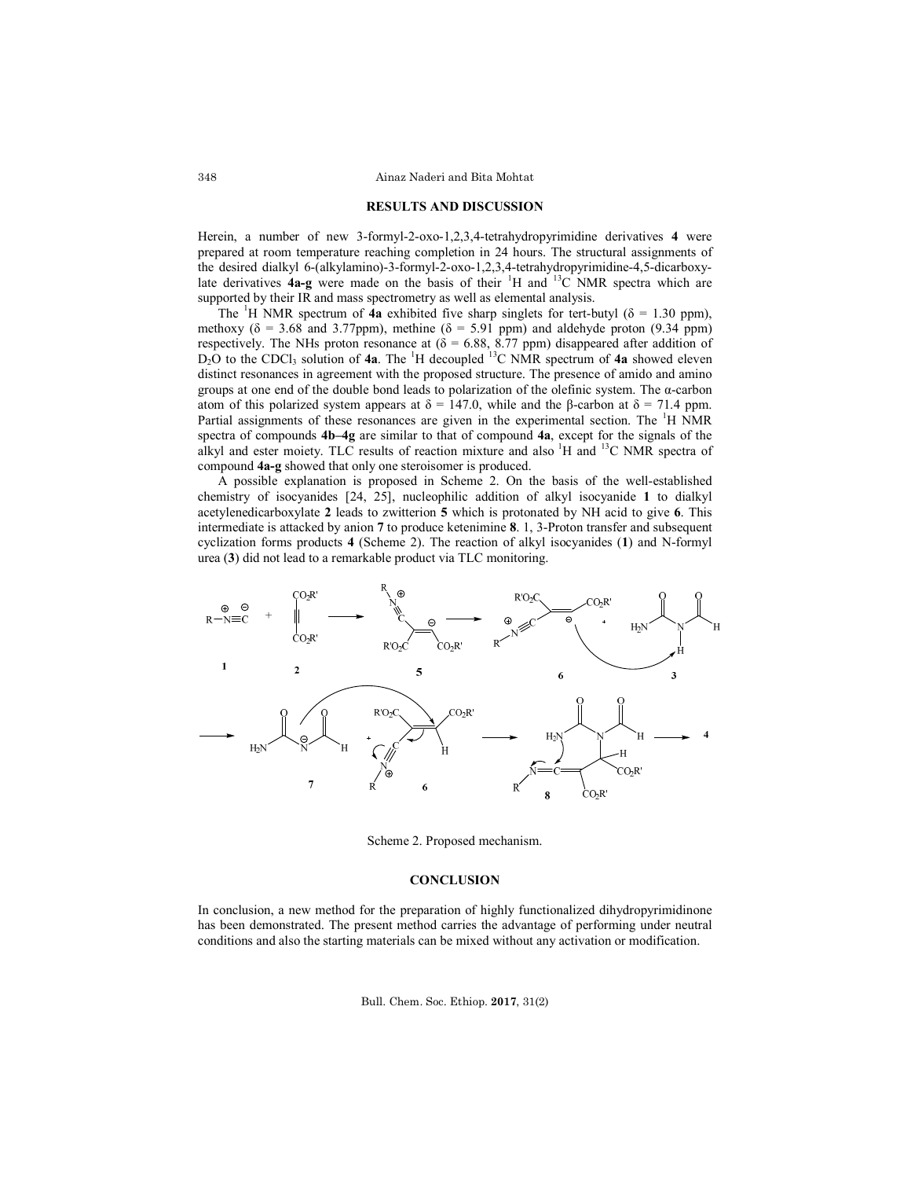## RESULTS AND DISCUSSION

Herein, a number of new 3-formyl-2-oxo-1,2,3,4-tetrahydropyrimidine derivatives **4** were prepared at room temperature reaching completion in 24 hours. The structural assignments of the desired dialkyl 6-(alkylamino)-3-formyl-2-oxo-1,2,3,4-tetrahydropyrimidine-4,5-dicarboxylate derivatives **4a-g** were made on the basis of their $^1$H and $^{13}$C NMR spectra which are supported by their IR and mass spectrometry as well as elemental analysis.

The $^1$H NMR spectrum of **4a** exhibited five sharp singlets for tert-butyl (δ = 1.30 ppm), methoxy (δ = 3.68 and 3.77ppm), methine (δ = 5.91 ppm) and aldehyde proton (9.34 ppm) respectively. The NHs proton resonance at (δ = 6.88, 8.77 ppm) disappeared after addition of $D_2O$ to the $CDCl_3$ solution of **4a**. The $^1$H decoupled $^{13}$C NMR spectrum of **4a** showed eleven distinct resonances in agreement with the proposed structure. The presence of amido and amino groups at one end of the double bond leads to polarization of the olefinic system. The α-carbon atom of this polarized system appears at δ = 147.0, while and the β-carbon at δ = 71.4 ppm. Partial assignments of these resonances are given in the experimental section. The $^1$H NMR spectra of compounds **4b–4g** are similar to that of compound **4a**, except for the signals of the alkyl and ester moiety. TLC results of reaction mixture and also $^1$H and $^{13}$C NMR spectra of compound **4a-g** showed that only one steroisomer is produced.

A possible explanation is proposed in Scheme 2. On the basis of the well-established chemistry of isocyanides [24, 25], nucleophilic addition of alkyl isocyanide **1** to dialkyl acetylenedicarboxylate **2** leads to zwitterion **5** which is protonated by NH acid to give **6**. This intermediate is attacked by anion **7** to produce ketenimine **8**. 1, 3-Proton transfer and subsequent cyclization forms products **4** (Scheme 2). The reaction of alkyl isocyanides (**1**) and N-formyl urea (**3**) did not lead to a remarkable product via TLC monitoring.

Scheme 2. Proposed mechanism.

## CONCLUSION

In conclusion, a new method for the preparation of highly functionalized dihydropyrimidinone has been demonstrated. The present method carries the advantage of performing under neutral conditions and also the starting materials can be mixed without any activation or modification.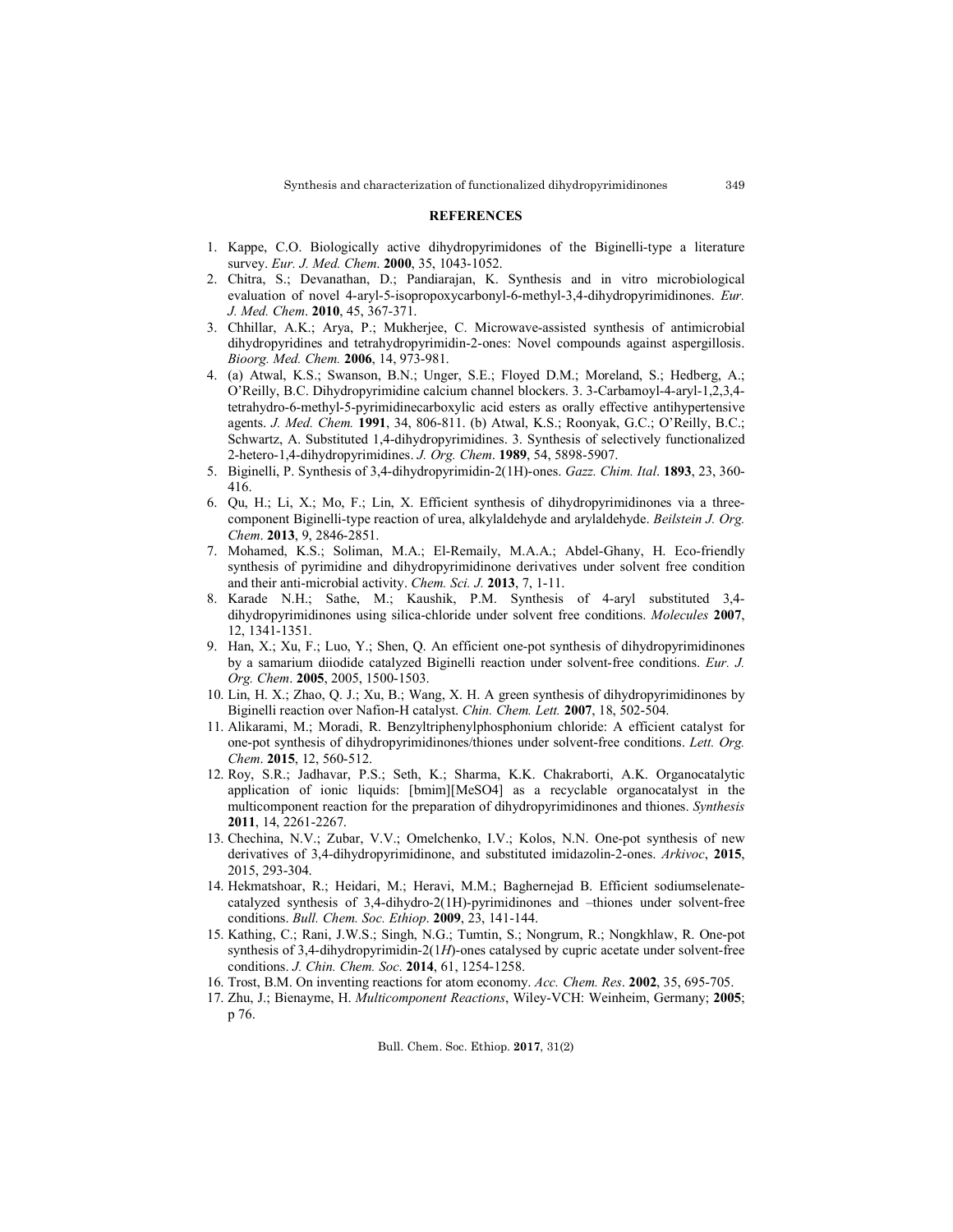## REFERENCES

1. Kappe, C.O. Biologically active dihydropyrimidones of the Biginelli-type a literature survey. *Eur. J. Med. Chem*. **2000**, 35, 1043-1052.
2. Chitra, S.; Devanathan, D.; Pandiarajan, K. Synthesis and in vitro microbiological evaluation of novel 4-aryl-5-isopropoxycarbonyl-6-methyl-3,4-dihydropyrimidinones. *Eur. J. Med. Chem*. **2010**, 45, 367-371.
3. Chhillar, A.K.; Arya, P.; Mukherjee, C. Microwave-assisted synthesis of antimicrobial dihydropyridines and tetrahydropyrimidin-2-ones: Novel compounds against aspergillosis. *Bioorg. Med. Chem.* **2006**, 14, 973-981.
4. (a) Atwal, K.S.; Swanson, B.N.; Unger, S.E.; Floyed D.M.; Moreland, S.; Hedberg, A.; O'Reilly, B.C. Dihydropyrimidine calcium channel blockers. 3. 3-Carbamoyl-4-aryl-1,2,3,4-tetrahydro-6-methyl-5-pyrimidinecarboxylic acid esters as orally effective antihypertensive agents. *J. Med. Chem.* **1991**, 34, 806-811. (b) Atwal, K.S.; Roonyak, G.C.; O'Reilly, B.C.; Schwartz, A. Substituted 1,4-dihydropyrimidines. 3. Synthesis of selectively functionalized 2-hetero-1,4-dihydropyrimidines. *J. Org. Chem*. **1989**, 54, 5898-5907.
5. Biginelli, P. Synthesis of 3,4-dihydropyrimidin-2(1H)-ones. *Gazz. Chim. Ital*. **1893**, 23, 360-416.
6. Qu, H.; Li, X.; Mo, F.; Lin, X. Efficient synthesis of dihydropyrimidinones via a three-component Biginelli-type reaction of urea, alkylaldehyde and arylaldehyde. *Beilstein J. Org. Chem*. **2013**, 9, 2846-2851.
7. Mohamed, K.S.; Soliman, M.A.; El-Remaily, M.A.A.; Abdel-Ghany, H. Eco-friendly synthesis of pyrimidine and dihydropyrimidinone derivatives under solvent free condition and their anti-microbial activity. *Chem. Sci. J.* **2013**, 7, 1-11.
8. Karade N.H.; Sathe, M.; Kaushik, P.M. Synthesis of 4-aryl substituted 3,4-dihydropyrimidinones using silica-chloride under solvent free conditions. *Molecules* **2007**, 12, 1341-1351.
9. Han, X.; Xu, F.; Luo, Y.; Shen, Q. An efficient one-pot synthesis of dihydropyrimidinones by a samarium diiodide catalyzed Biginelli reaction under solvent-free conditions. *Eur. J. Org. Chem*. **2005**, 2005, 1500-1503.
10. Lin, H. X.; Zhao, Q. J.; Xu, B.; Wang, X. H. A green synthesis of dihydropyrimidinones by Biginelli reaction over Nafion-H catalyst. *Chin. Chem. Lett.* **2007**, 18, 502-504.
11. Alikarami, M.; Moradi, R. Benzyltriphenylphosphonium chloride: A efficient catalyst for one-pot synthesis of dihydropyrimidinones/thiones under solvent-free conditions. *Lett. Org. Chem*. **2015**, 12, 560-512.
12. Roy, S.R.; Jadhavar, P.S.; Seth, K.; Sharma, K.K. Chakraborti, A.K. Organocatalytic application of ionic liquids: [bmim][MeSO4] as a recyclable organocatalyst in the multicomponent reaction for the preparation of dihydropyrimidinones and thiones. *Synthesis* **2011**, 14, 2261-2267.
13. Chechina, N.V.; Zubar, V.V.; Omelchenko, I.V.; Kolos, N.N. One-pot synthesis of new derivatives of 3,4-dihydropyrimidinone, and substituted imidazolin-2-ones. *Arkivoc*, **2015**, 2015, 293-304.
14. Hekmatshoar, R.; Heidari, M.; Heravi, M.M.; Baghernejad B. Efficient sodiumselenate-catalyzed synthesis of 3,4-dihydro-2(1H)-pyrimidinones and –thiones under solvent-free conditions. *Bull. Chem. Soc. Ethiop*. **2009**, 23, 141-144.
15. Kathing, C.; Rani, J.W.S.; Singh, N.G.; Tumtin, S.; Nongrum, R.; Nongkhlaw, R. One-pot synthesis of 3,4-dihydropyrimidin-2(1*H*)-ones catalysed by cupric acetate under solvent-free conditions. *J. Chin. Chem. Soc*. **2014**, 61, 1254-1258.
16. Trost, B.M. On inventing reactions for atom economy. *Acc. Chem. Res*. **2002**, 35, 695-705.
17. Zhu, J.; Bienayme, H. *Multicomponent Reactions*, Wiley-VCH: Weinheim, Germany; **2005**; p 76.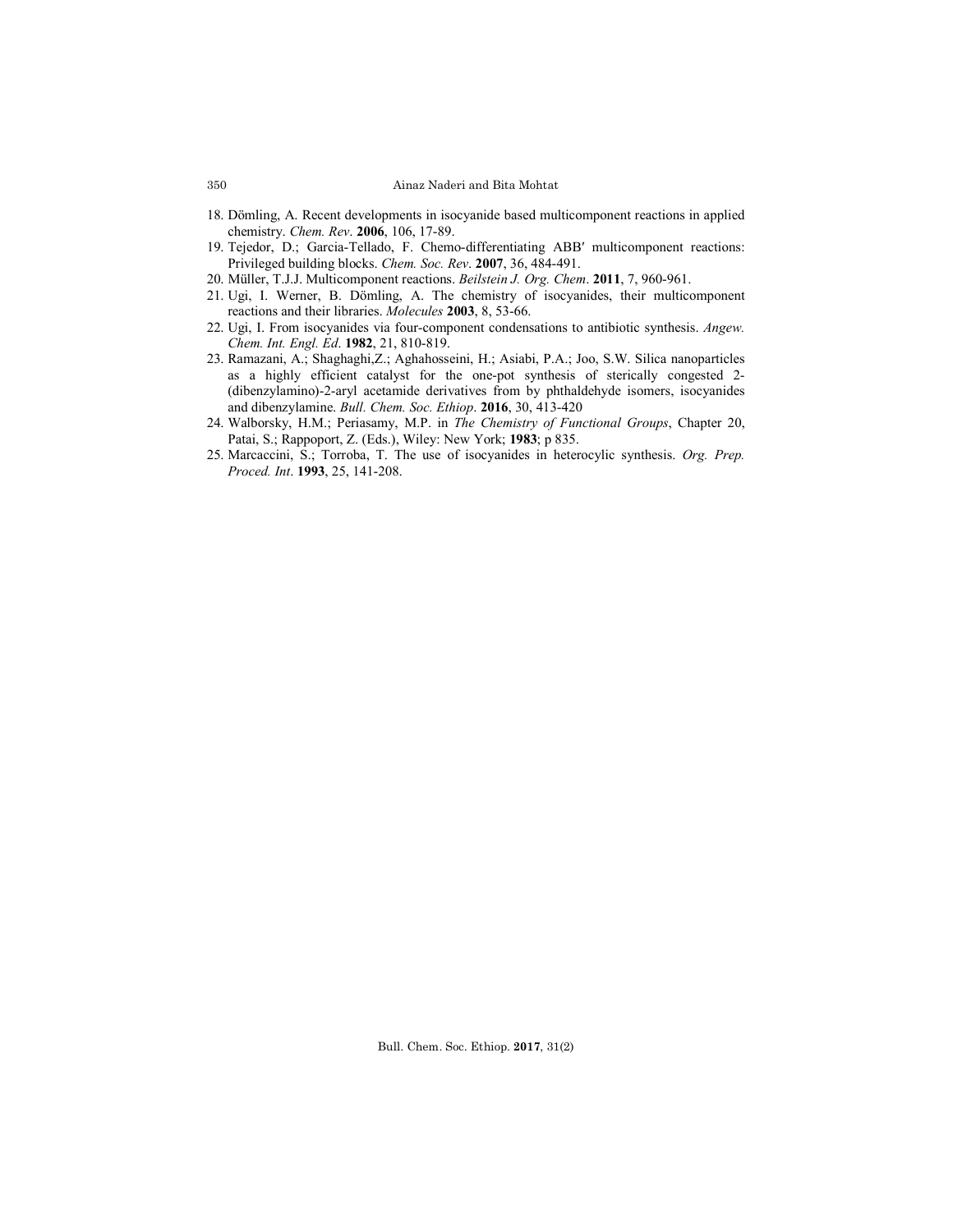18. Dömling, A. Recent developments in isocyanide based multicomponent reactions in applied chemistry. *Chem. Rev*. **2006**, 106, 17-89.
19. Tejedor, D.; Garcia-Tellado, F. Chemo-differentiating ABB′ multicomponent reactions: Privileged building blocks. *Chem. Soc. Rev*. **2007**, 36, 484-491.
20. Müller, T.J.J. Multicomponent reactions. *Beilstein J. Org. Chem*. **2011**, 7, 960-961.
21. Ugi, I. Werner, B. Dömling, A. The chemistry of isocyanides, their multicomponent reactions and their libraries. *Molecules* **2003**, 8, 53-66.
22. Ugi, I. From isocyanides via four-component condensations to antibiotic synthesis. *Angew. Chem. Int. Engl. Ed*. **1982**, 21, 810-819.
23. Ramazani, A.; Shaghaghi,Z.; Aghahosseini, H.; Asiabi, P.A.; Joo, S.W. Silica nanoparticles as a highly efficient catalyst for the one-pot synthesis of sterically congested 2-(dibenzylamino)-2-aryl acetamide derivatives from by phthaldehyde isomers, isocyanides and dibenzylamine. *Bull. Chem. Soc. Ethiop*. **2016**, 30, 413-420
24. Walborsky, H.M.; Periasamy, M.P. in *The Chemistry of Functional Groups*, Chapter 20, Patai, S.; Rappoport, Z. (Eds.), Wiley: New York; **1983**; p 835.
25. Marcaccini, S.; Torroba, T. The use of isocyanides in heterocylic synthesis. *Org. Prep. Proced. Int*. **1993**, 25, 141-208.